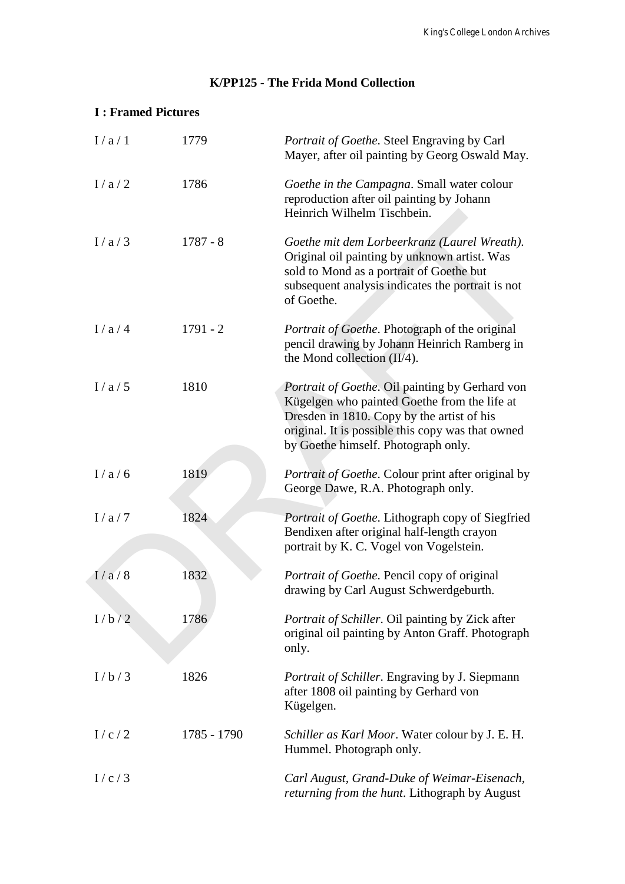# K/PP125 - The Frida Mond Collection

## I : Framed Pictures

| | | |
|---|---|---|
| I / a / 1 | 1779 | *Portrait of Goethe*. Steel Engraving by Carl Mayer, after oil painting by Georg Oswald May. |
| I / a / 2 | 1786 | *Goethe in the Campagna*. Small water colour reproduction after oil painting by Johann Heinrich Wilhelm Tischbein. |
| I / a / 3 | 1787 - 8 | *Goethe mit dem Lorbeerkranz (Laurel Wreath)*. Original oil painting by unknown artist. Was sold to Mond as a portrait of Goethe but subsequent analysis indicates the portrait is not of Goethe. |
| I / a / 4 | 1791 - 2 | *Portrait of Goethe*. Photograph of the original pencil drawing by Johann Heinrich Ramberg in the Mond collection (II/4). |
| I / a / 5 | 1810 | *Portrait of Goethe*. Oil painting by Gerhard von Kügelgen who painted Goethe from the life at Dresden in 1810. Copy by the artist of his original. It is possible this copy was that owned by Goethe himself. Photograph only. |
| I / a / 6 | 1819 | *Portrait of Goethe*. Colour print after original by George Dawe, R.A. Photograph only. |
| I / a / 7 | 1824 | *Portrait of Goethe*. Lithograph copy of Siegfried Bendixen after original half-length crayon portrait by K. C. Vogel von Vogelstein. |
| I / a / 8 | 1832 | *Portrait of Goethe*. Pencil copy of original drawing by Carl August Schwerdgeburth. |
| I / b / 2 | 1786 | *Portrait of Schiller*. Oil painting by Zick after original oil painting by Anton Graff. Photograph only. |
| I / b / 3 | 1826 | *Portrait of Schiller*. Engraving by J. Siepmann after 1808 oil painting by Gerhard von Kügelgen. |
| I / c / 2 | 1785 - 1790 | *Schiller as Karl Moor*. Water colour by J. E. H. Hummel. Photograph only. |
| I / c / 3 | | *Carl August, Grand-Duke of Weimar-Eisenach, returning from the hunt*. Lithograph by August |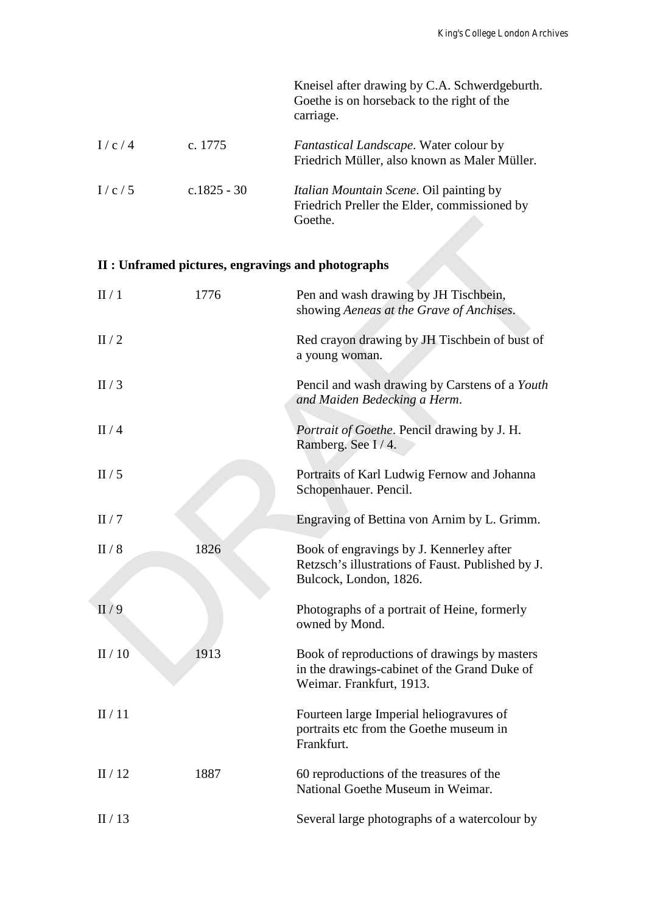| | | |
|---|---|---|
| | | Kneisel after drawing by C.A. Schwerdgeburth. Goethe is on horseback to the right of the carriage. |
| I / c / 4 | c. 1775 | *Fantastical Landscape*. Water colour by Friedrich Müller, also known as Maler Müller. |
| I / c / 5 | c.1825 - 30 | *Italian Mountain Scene*. Oil painting by Friedrich Preller the Elder, commissioned by Goethe. |

## II : Unframed pictures, engravings and photographs

| | | |
|---|---|---|
| II / 1 | 1776 | Pen and wash drawing by JH Tischbein, showing *Aeneas at the Grave of Anchises*. |
| II / 2 | | Red crayon drawing by JH Tischbein of bust of a young woman. |
| II / 3 | | Pencil and wash drawing by Carstens of a *Youth and Maiden Bedecking a Herm*. |
| II / 4 | | *Portrait of Goethe*. Pencil drawing by J. H. Ramberg. See I / 4. |
| II / 5 | | Portraits of Karl Ludwig Fernow and Johanna Schopenhauer. Pencil. |
| II / 7 | | Engraving of Bettina von Arnim by L. Grimm. |
| II / 8 | 1826 | Book of engravings by J. Kennerley after Retzsch's illustrations of Faust. Published by J. Bulcock, London, 1826. |
| II / 9 | | Photographs of a portrait of Heine, formerly owned by Mond. |
| II / 10 | 1913 | Book of reproductions of drawings by masters in the drawings-cabinet of the Grand Duke of Weimar. Frankfurt, 1913. |
| II / 11 | | Fourteen large Imperial heliogravures of portraits etc from the Goethe museum in Frankfurt. |
| II / 12 | 1887 | 60 reproductions of the treasures of the National Goethe Museum in Weimar. |
| II / 13 | | Several large photographs of a watercolour by |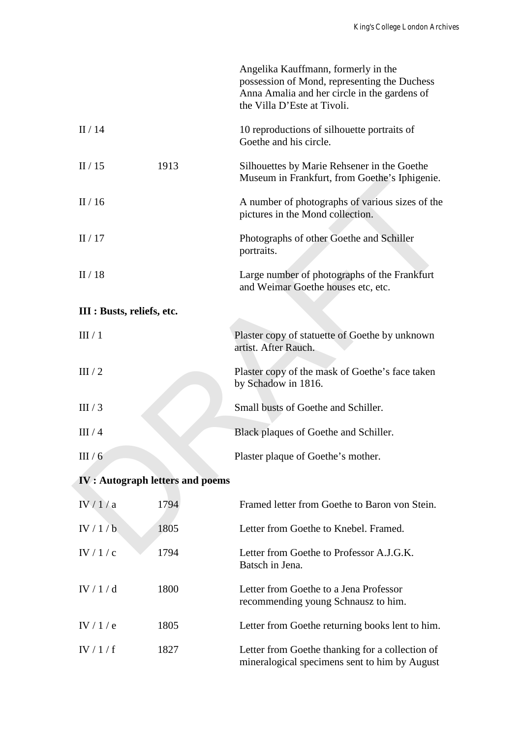| | | |
|---|---|---|
| | | Angelika Kauffmann, formerly in the possession of Mond, representing the Duchess Anna Amalia and her circle in the gardens of the Villa D'Este at Tivoli. |
| II / 14 | | 10 reproductions of silhouette portraits of Goethe and his circle. |
| II / 15 | 1913 | Silhouettes by Marie Rehsener in the Goethe Museum in Frankfurt, from Goethe's Iphigenie. |
| II / 16 | | A number of photographs of various sizes of the pictures in the Mond collection. |
| II / 17 | | Photographs of other Goethe and Schiller portraits. |
| II / 18 | | Large number of photographs of the Frankfurt and Weimar Goethe houses etc, etc. |

**III : Busts, reliefs, etc.**

| | | |
|---|---|---|
| III / 1 | | Plaster copy of statuette of Goethe by unknown artist. After Rauch. |
| III / 2 | | Plaster copy of the mask of Goethe's face taken by Schadow in 1816. |
| III / 3 | | Small busts of Goethe and Schiller. |
| III / 4 | | Black plaques of Goethe and Schiller. |
| III / 6 | | Plaster plaque of Goethe's mother. |

**IV : Autograph letters and poems**

| | | |
|---|---|---|
| IV / 1 / a | 1794 | Framed letter from Goethe to Baron von Stein. |
| IV / 1 / b | 1805 | Letter from Goethe to Knebel. Framed. |
| IV / 1 / c | 1794 | Letter from Goethe to Professor A.J.G.K. Batsch in Jena. |
| IV / 1 / d | 1800 | Letter from Goethe to a Jena Professor recommending young Schnausz to him. |
| IV / 1 / e | 1805 | Letter from Goethe returning books lent to him. |
| IV / 1 / f | 1827 | Letter from Goethe thanking for a collection of mineralogical specimens sent to him by August |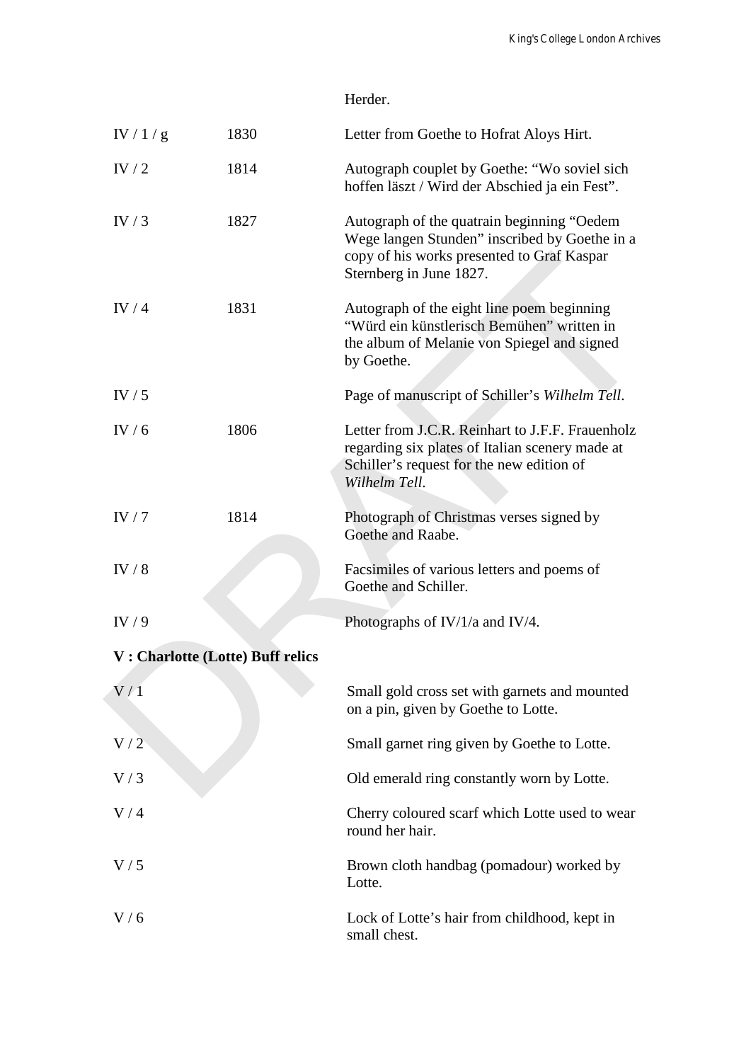| | | Herder. |
|---|---|---|
| IV / 1 / g | 1830 | Letter from Goethe to Hofrat Aloys Hirt. |
| IV / 2 | 1814 | Autograph couplet by Goethe: “Wo soviel sich hoffen läszt / Wird der Abschied ja ein Fest”. |
| IV / 3 | 1827 | Autograph of the quatrain beginning “Oedem Wege langen Stunden” inscribed by Goethe in a copy of his works presented to Graf Kaspar Sternberg in June 1827. |
| IV / 4 | 1831 | Autograph of the eight line poem beginning “Würd ein künstlerisch Bemühen” written in the album of Melanie von Spiegel and signed by Goethe. |
| IV / 5 | | Page of manuscript of Schiller’s *Wilhelm Tell*. |
| IV / 6 | 1806 | Letter from J.C.R. Reinhart to J.F.F. Frauenholz regarding six plates of Italian scenery made at Schiller’s request for the new edition of *Wilhelm Tell*. |
| IV / 7 | 1814 | Photograph of Christmas verses signed by Goethe and Raabe. |
| IV / 8 | | Facsimiles of various letters and poems of Goethe and Schiller. |
| IV / 9 | | Photographs of IV/1/a and IV/4. |

**V : Charlotte (Lotte) Buff relics**

| | | |
|---|---|---|
| V / 1 | | Small gold cross set with garnets and mounted on a pin, given by Goethe to Lotte. |
| V / 2 | | Small garnet ring given by Goethe to Lotte. |
| V / 3 | | Old emerald ring constantly worn by Lotte. |
| V / 4 | | Cherry coloured scarf which Lotte used to wear round her hair. |
| V / 5 | | Brown cloth handbag (pomadour) worked by Lotte. |
| V / 6 | | Lock of Lotte’s hair from childhood, kept in small chest. |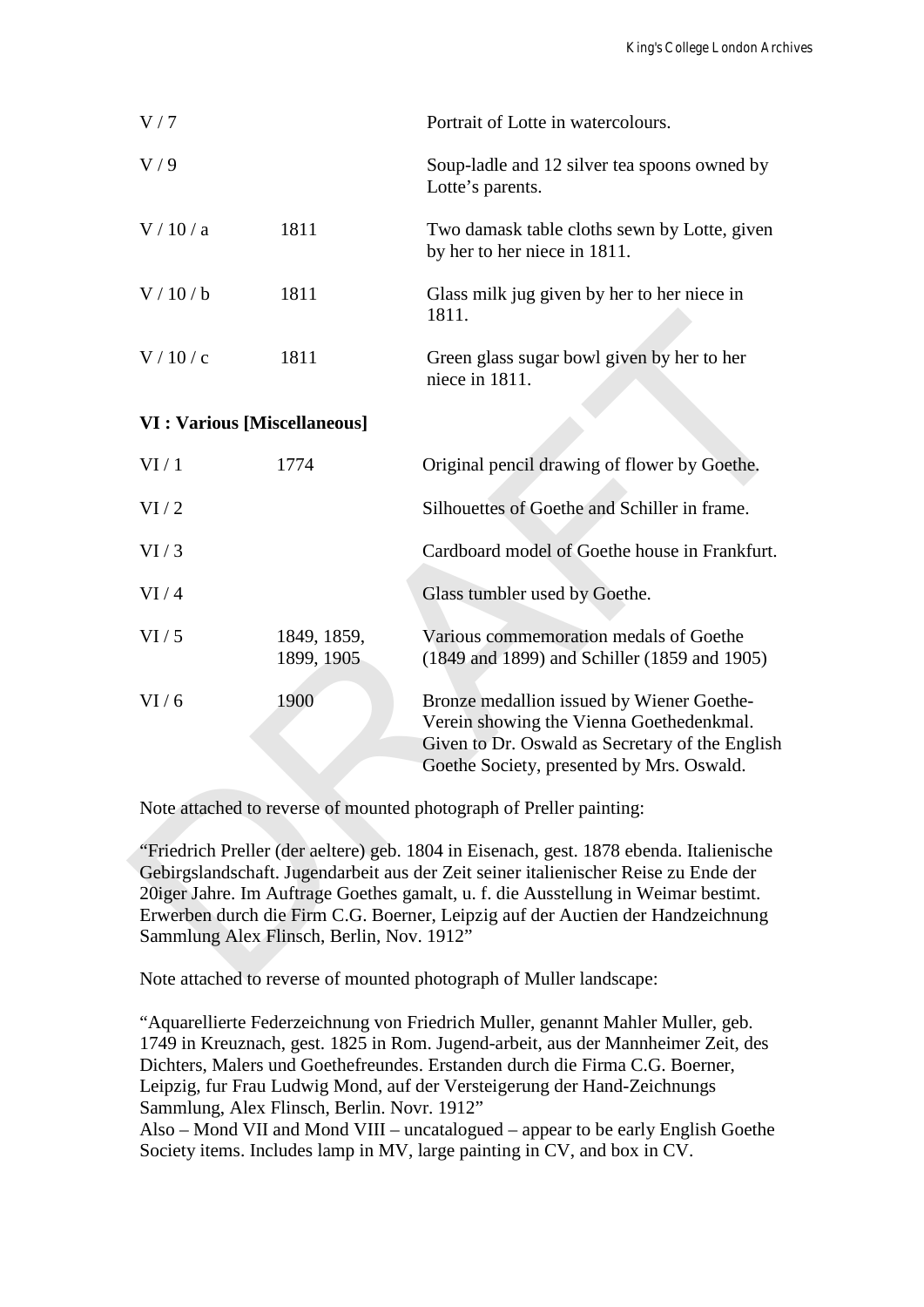| | | |
|---|---|---|
| V / 7 | | Portrait of Lotte in watercolours. |
| V / 9 | | Soup-ladle and 12 silver tea spoons owned by Lotte's parents. |
| V / 10 / a | 1811 | Two damask table cloths sewn by Lotte, given by her to her niece in 1811. |
| V / 10 / b | 1811 | Glass milk jug given by her to her niece in 1811. |
| V / 10 / c | 1811 | Green glass sugar bowl given by her to her niece in 1811. |

**VI : Various [Miscellaneous]**

| | | |
|---|---|---|
| VI / 1 | 1774 | Original pencil drawing of flower by Goethe. |
| VI / 2 | | Silhouettes of Goethe and Schiller in frame. |
| VI / 3 | | Cardboard model of Goethe house in Frankfurt. |
| VI / 4 | | Glass tumbler used by Goethe. |
| VI / 5 | 1849, 1859, 1899, 1905 | Various commemoration medals of Goethe (1849 and 1899) and Schiller (1859 and 1905) |
| VI / 6 | 1900 | Bronze medallion issued by Wiener Goethe-Verein showing the Vienna Goethedenkmal. Given to Dr. Oswald as Secretary of the English Goethe Society, presented by Mrs. Oswald. |

Note attached to reverse of mounted photograph of Preller painting:

"Friedrich Preller (der aeltere) geb. 1804 in Eisenach, gest. 1878 ebenda. Italienische Gebirgslandschaft. Jugendarbeit aus der Zeit seiner italienischer Reise zu Ende der 20iger Jahre. Im Auftrage Goethes gamalt, u. f. die Ausstellung in Weimar bestimt. Erwerben durch die Firm C.G. Boerner, Leipzig auf der Auctien der Handzeichnung Sammlung Alex Flinsch, Berlin, Nov. 1912"

Note attached to reverse of mounted photograph of Muller landscape:

"Aquarellierte Federzeichnung von Friedrich Muller, genannt Mahler Muller, geb. 1749 in Kreuznach, gest. 1825 in Rom. Jugend-arbeit, aus der Mannheimer Zeit, des Dichters, Malers und Goethefreundes. Erstanden durch die Firma C.G. Boerner, Leipzig, fur Frau Ludwig Mond, auf der Versteigerung der Hand-Zeichnungs Sammlung, Alex Flinsch, Berlin. Novr. 1912"
Also – Mond VII and Mond VIII – uncatalogued – appear to be early English Goethe Society items. Includes lamp in MV, large painting in CV, and box in CV.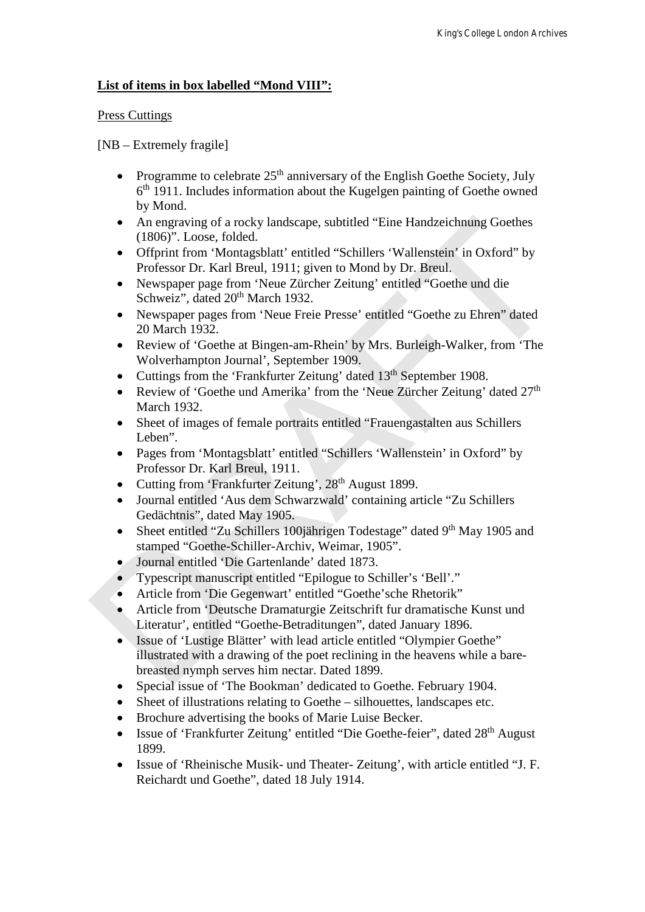**List of items in box labelled "Mond VIII":**

Press Cuttings

[NB – Extremely fragile]

- Programme to celebrate 25th anniversary of the English Goethe Society, July 6th 1911. Includes information about the Kugelgen painting of Goethe owned by Mond.
- An engraving of a rocky landscape, subtitled "Eine Handzeichnung Goethes (1806)". Loose, folded.
- Offprint from 'Montagsblatt' entitled "Schillers 'Wallenstein' in Oxford" by Professor Dr. Karl Breul, 1911; given to Mond by Dr. Breul.
- Newspaper page from 'Neue Zürcher Zeitung' entitled "Goethe und die Schweiz", dated 20th March 1932.
- Newspaper pages from 'Neue Freie Presse' entitled "Goethe zu Ehren" dated 20 March 1932.
- Review of 'Goethe at Bingen-am-Rhein' by Mrs. Burleigh-Walker, from 'The Wolverhampton Journal', September 1909.
- Cuttings from the 'Frankfurter Zeitung' dated 13th September 1908.
- Review of 'Goethe und Amerika' from the 'Neue Zürcher Zeitung' dated 27th March 1932.
- Sheet of images of female portraits entitled "Frauengastalten aus Schillers Leben".
- Pages from 'Montagsblatt' entitled "Schillers 'Wallenstein' in Oxford" by Professor Dr. Karl Breul, 1911.
- Cutting from 'Frankfurter Zeitung', 28th August 1899.
- Journal entitled 'Aus dem Schwarzwald' containing article "Zu Schillers Gedächtnis", dated May 1905.
- Sheet entitled "Zu Schillers 100jährigen Todestage" dated 9th May 1905 and stamped "Goethe-Schiller-Archiv, Weimar, 1905".
- Journal entitled 'Die Gartenlande' dated 1873.
- Typescript manuscript entitled "Epilogue to Schiller's 'Bell'."
- Article from 'Die Gegenwart' entitled "Goethe'sche Rhetorik"
- Article from 'Deutsche Dramaturgie Zeitschrift fur dramatische Kunst und Literatur', entitled "Goethe-Betraditungen", dated January 1896.
- Issue of 'Lustige Blätter' with lead article entitled "Olympier Goethe" illustrated with a drawing of the poet reclining in the heavens while a bare-breasted nymph serves him nectar. Dated 1899.
- Special issue of 'The Bookman' dedicated to Goethe. February 1904.
- Sheet of illustrations relating to Goethe – silhouettes, landscapes etc.
- Brochure advertising the books of Marie Luise Becker.
- Issue of 'Frankfurter Zeitung' entitled "Die Goethe-feier", dated 28th August 1899.
- Issue of 'Rheinische Musik- und Theater- Zeitung', with article entitled "J. F. Reichardt und Goethe", dated 18 July 1914.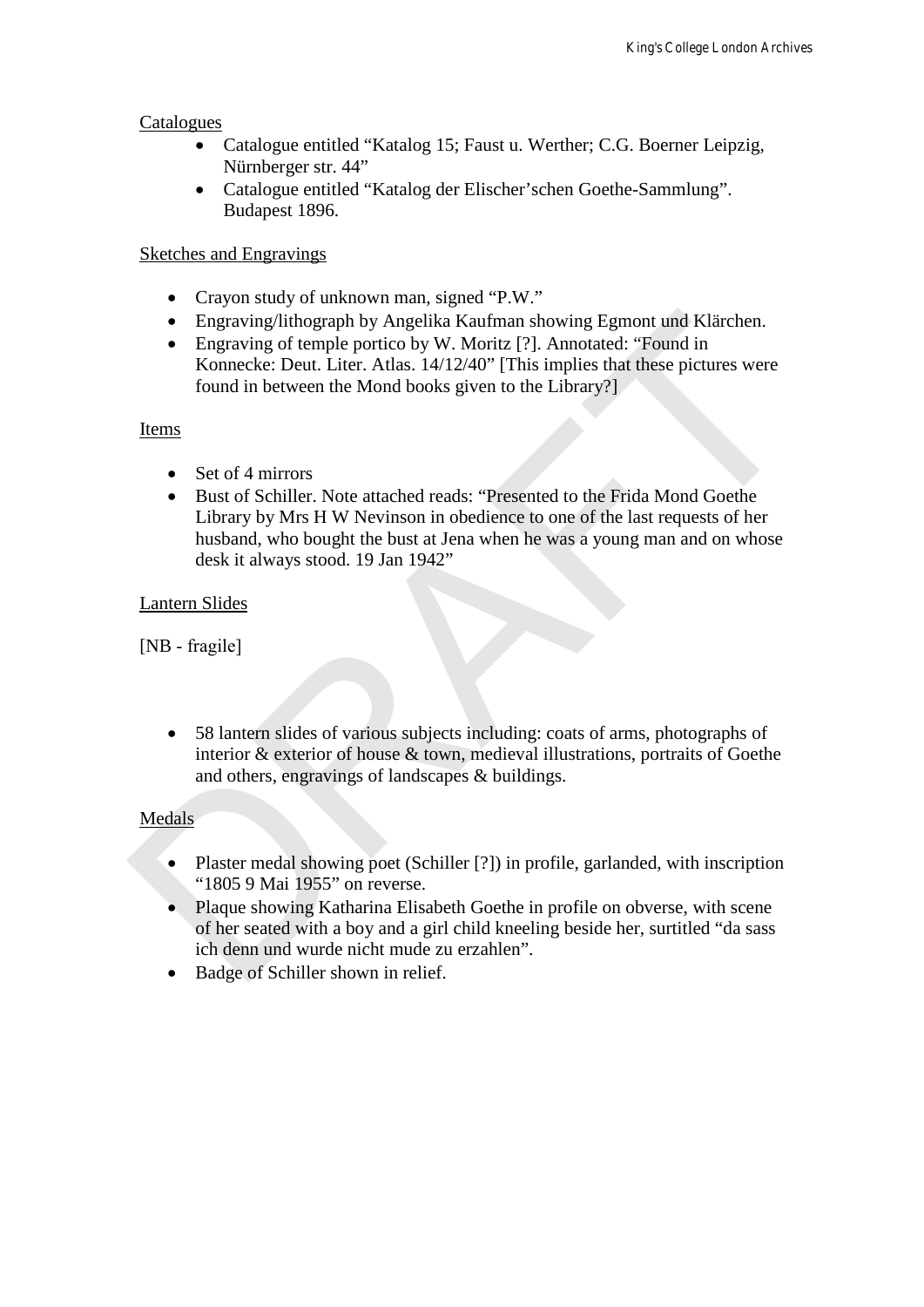Catalogues

- Catalogue entitled "Katalog 15; Faust u. Werther; C.G. Boerner Leipzig, Nürnberger str. 44"
- Catalogue entitled "Katalog der Elischer'schen Goethe-Sammlung". Budapest 1896.

Sketches and Engravings

- Crayon study of unknown man, signed "P.W."
- Engraving/lithograph by Angelika Kaufman showing Egmont und Klärchen.
- Engraving of temple portico by W. Moritz [?]. Annotated: "Found in Konnecke: Deut. Liter. Atlas. 14/12/40" [This implies that these pictures were found in between the Mond books given to the Library?]

Items

- Set of 4 mirrors
- Bust of Schiller. Note attached reads: "Presented to the Frida Mond Goethe Library by Mrs H W Nevinson in obedience to one of the last requests of her husband, who bought the bust at Jena when he was a young man and on whose desk it always stood. 19 Jan 1942"

Lantern Slides

[NB - fragile]

- 58 lantern slides of various subjects including: coats of arms, photographs of interior & exterior of house & town, medieval illustrations, portraits of Goethe and others, engravings of landscapes & buildings.

Medals

- Plaster medal showing poet (Schiller [?]) in profile, garlanded, with inscription "1805 9 Mai 1955" on reverse.
- Plaque showing Katharina Elisabeth Goethe in profile on obverse, with scene of her seated with a boy and a girl child kneeling beside her, surtitled "da sass ich denn und wurde nicht mude zu erzahlen".
- Badge of Schiller shown in relief.